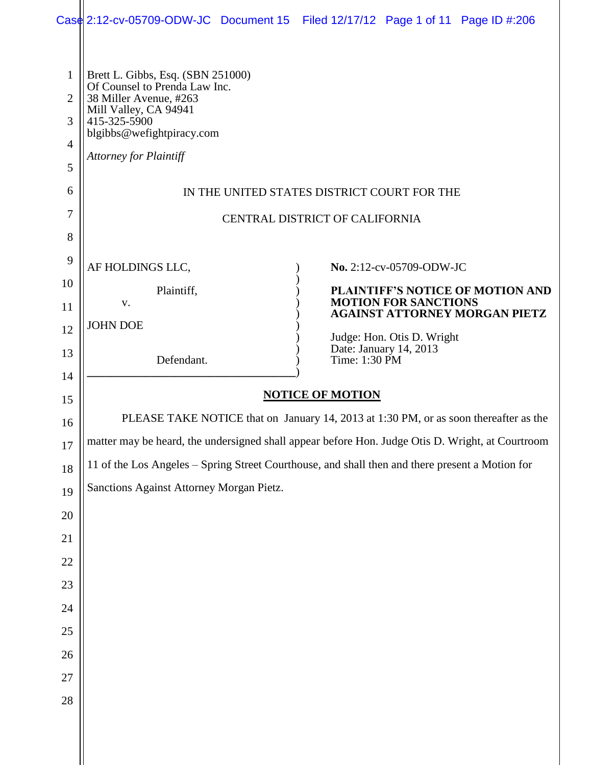Brett L. Gibbs, Esq. (SBN 251000)
Of Counsel to Prenda Law Inc.
38 Miller Avenue, #263
Mill Valley, CA 94941
415-325-5900
blgibbs@wefightpiracy.com

*Attorney for Plaintiff*

IN THE UNITED STATES DISTRICT COURT FOR THE

CENTRAL DISTRICT OF CALIFORNIA

| | |
|---|---|
| AF HOLDINGS LLC,<br><br>Plaintiff,<br><br>v.<br><br>JOHN DOE<br><br>Defendant. | **No.** 2:12-cv-05709-ODW-JC<br><br>**PLAINTIFF'S NOTICE OF MOTION AND MOTION FOR SANCTIONS AGAINST ATTORNEY MORGAN PIETZ**<br><br>Judge: Hon. Otis D. Wright<br>Date: January 14, 2013<br>Time: 1:30 PM |

**NOTICE OF MOTION**

PLEASE TAKE NOTICE that on January 14, 2013 at 1:30 PM, or as soon thereafter as the matter may be heard, the undersigned shall appear before Hon. Judge Otis D. Wright, at Courtroom 11 of the Los Angeles – Spring Street Courthouse, and shall then and there present a Motion for Sanctions Against Attorney Morgan Pietz.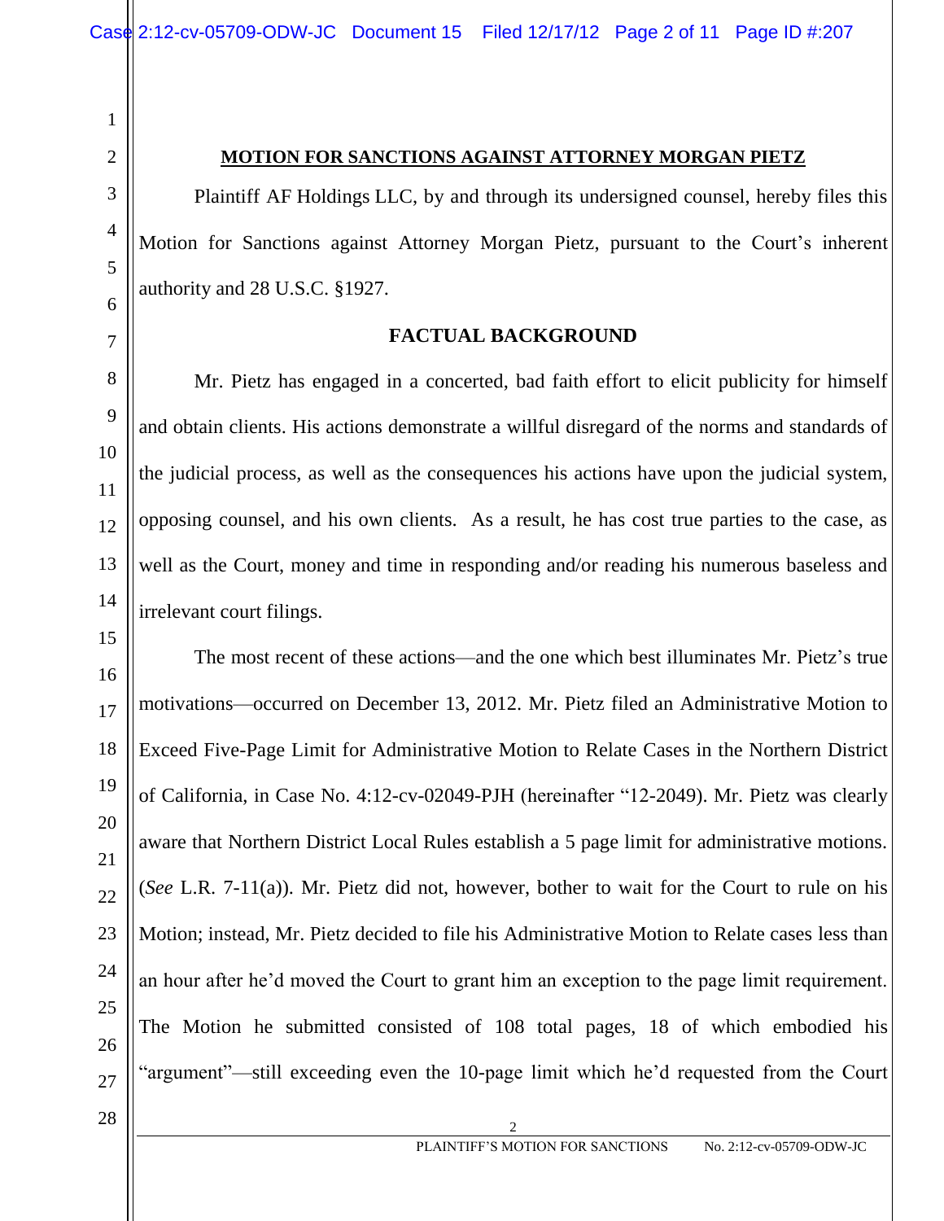**MOTION FOR SANCTIONS AGAINST ATTORNEY MORGAN PIETZ**

Plaintiff AF Holdings LLC, by and through its undersigned counsel, hereby files this Motion for Sanctions against Attorney Morgan Pietz, pursuant to the Court's inherent authority and 28 U.S.C. §1927.

**FACTUAL BACKGROUND**

Mr. Pietz has engaged in a concerted, bad faith effort to elicit publicity for himself and obtain clients. His actions demonstrate a willful disregard of the norms and standards of the judicial process, as well as the consequences his actions have upon the judicial system, opposing counsel, and his own clients. As a result, he has cost true parties to the case, as well as the Court, money and time in responding and/or reading his numerous baseless and irrelevant court filings.

The most recent of these actions—and the one which best illuminates Mr. Pietz's true motivations—occurred on December 13, 2012. Mr. Pietz filed an Administrative Motion to Exceed Five-Page Limit for Administrative Motion to Relate Cases in the Northern District of California, in Case No. 4:12-cv-02049-PJH (hereinafter "12-2049). Mr. Pietz was clearly aware that Northern District Local Rules establish a 5 page limit for administrative motions. (*See* L.R. 7-11(a)). Mr. Pietz did not, however, bother to wait for the Court to rule on his Motion; instead, Mr. Pietz decided to file his Administrative Motion to Relate cases less than an hour after he'd moved the Court to grant him an exception to the page limit requirement. The Motion he submitted consisted of 108 total pages, 18 of which embodied his "argument"—still exceeding even the 10-page limit which he'd requested from the Court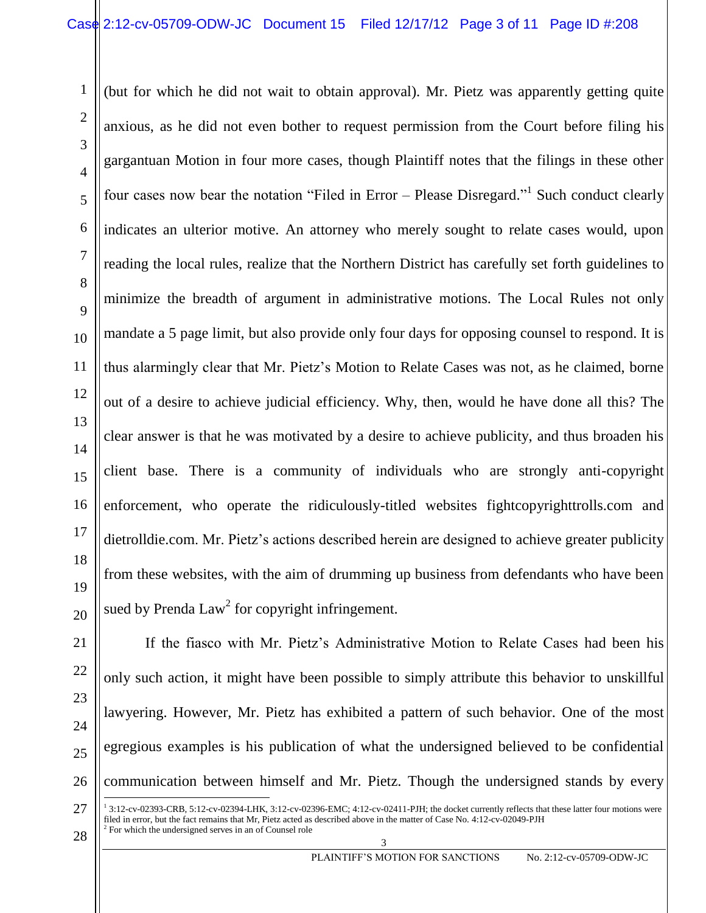(but for which he did not wait to obtain approval). Mr. Pietz was apparently getting quite anxious, as he did not even bother to request permission from the Court before filing his gargantuan Motion in four more cases, though Plaintiff notes that the filings in these other four cases now bear the notation "Filed in Error – Please Disregard."[1] Such conduct clearly indicates an ulterior motive. An attorney who merely sought to relate cases would, upon reading the local rules, realize that the Northern District has carefully set forth guidelines to minimize the breadth of argument in administrative motions. The Local Rules not only mandate a 5 page limit, but also provide only four days for opposing counsel to respond. It is thus alarmingly clear that Mr. Pietz's Motion to Relate Cases was not, as he claimed, borne out of a desire to achieve judicial efficiency. Why, then, would he have done all this? The clear answer is that he was motivated by a desire to achieve publicity, and thus broaden his client base. There is a community of individuals who are strongly anti-copyright enforcement, who operate the ridiculously-titled websites fightcopyrighttrolls.com and dietrolldie.com. Mr. Pietz's actions described herein are designed to achieve greater publicity from these websites, with the aim of drumming up business from defendants who have been sued by Prenda Law[2] for copyright infringement.

If the fiasco with Mr. Pietz's Administrative Motion to Relate Cases had been his only such action, it might have been possible to simply attribute this behavior to unskillful lawyering. However, Mr. Pietz has exhibited a pattern of such behavior. One of the most egregious examples is his publication of what the undersigned believed to be confidential communication between himself and Mr. Pietz. Though the undersigned stands by every

---

[1] 3:12-cv-02393-CRB, 5:12-cv-02394-LHK, 3:12-cv-02396-EMC; 4:12-cv-02411-PJH; the docket currently reflects that these latter four motions were filed in error, but the fact remains that Mr, Pietz acted as described above in the matter of Case No. 4:12-cv-02049-PJH

[2] For which the undersigned serves in an of Counsel role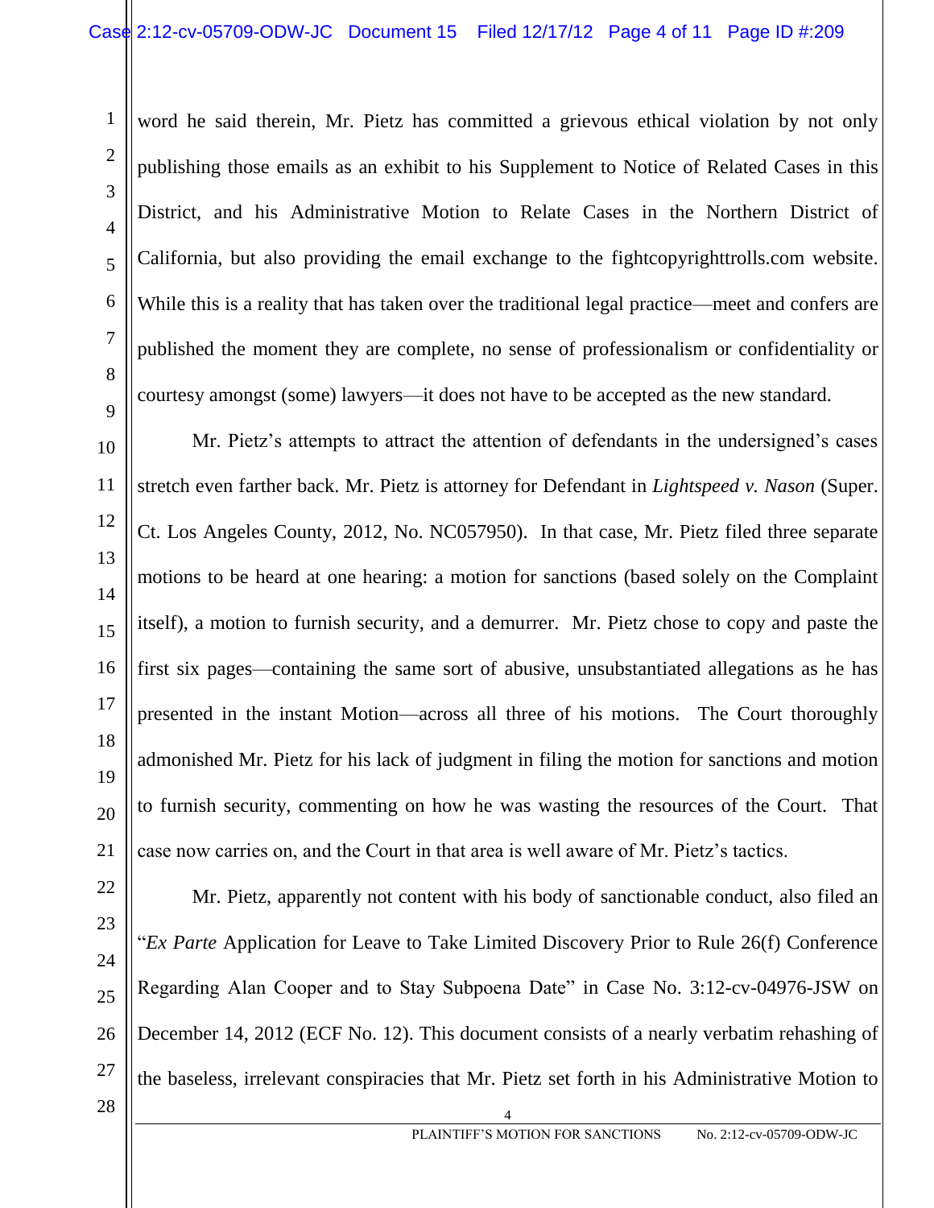word he said therein, Mr. Pietz has committed a grievous ethical violation by not only publishing those emails as an exhibit to his Supplement to Notice of Related Cases in this District, and his Administrative Motion to Relate Cases in the Northern District of California, but also providing the email exchange to the fightcopyrighttrolls.com website. While this is a reality that has taken over the traditional legal practice—meet and confers are published the moment they are complete, no sense of professionalism or confidentiality or courtesy amongst (some) lawyers—it does not have to be accepted as the new standard.

Mr. Pietz's attempts to attract the attention of defendants in the undersigned's cases stretch even farther back. Mr. Pietz is attorney for Defendant in *Lightspeed v. Nason* (Super. Ct. Los Angeles County, 2012, No. NC057950). In that case, Mr. Pietz filed three separate motions to be heard at one hearing: a motion for sanctions (based solely on the Complaint itself), a motion to furnish security, and a demurrer. Mr. Pietz chose to copy and paste the first six pages—containing the same sort of abusive, unsubstantiated allegations as he has presented in the instant Motion—across all three of his motions. The Court thoroughly admonished Mr. Pietz for his lack of judgment in filing the motion for sanctions and motion to furnish security, commenting on how he was wasting the resources of the Court. That case now carries on, and the Court in that area is well aware of Mr. Pietz's tactics.

Mr. Pietz, apparently not content with his body of sanctionable conduct, also filed an "*Ex Parte* Application for Leave to Take Limited Discovery Prior to Rule 26(f) Conference Regarding Alan Cooper and to Stay Subpoena Date" in Case No. 3:12-cv-04976-JSW on December 14, 2012 (ECF No. 12). This document consists of a nearly verbatim rehashing of the baseless, irrelevant conspiracies that Mr. Pietz set forth in his Administrative Motion to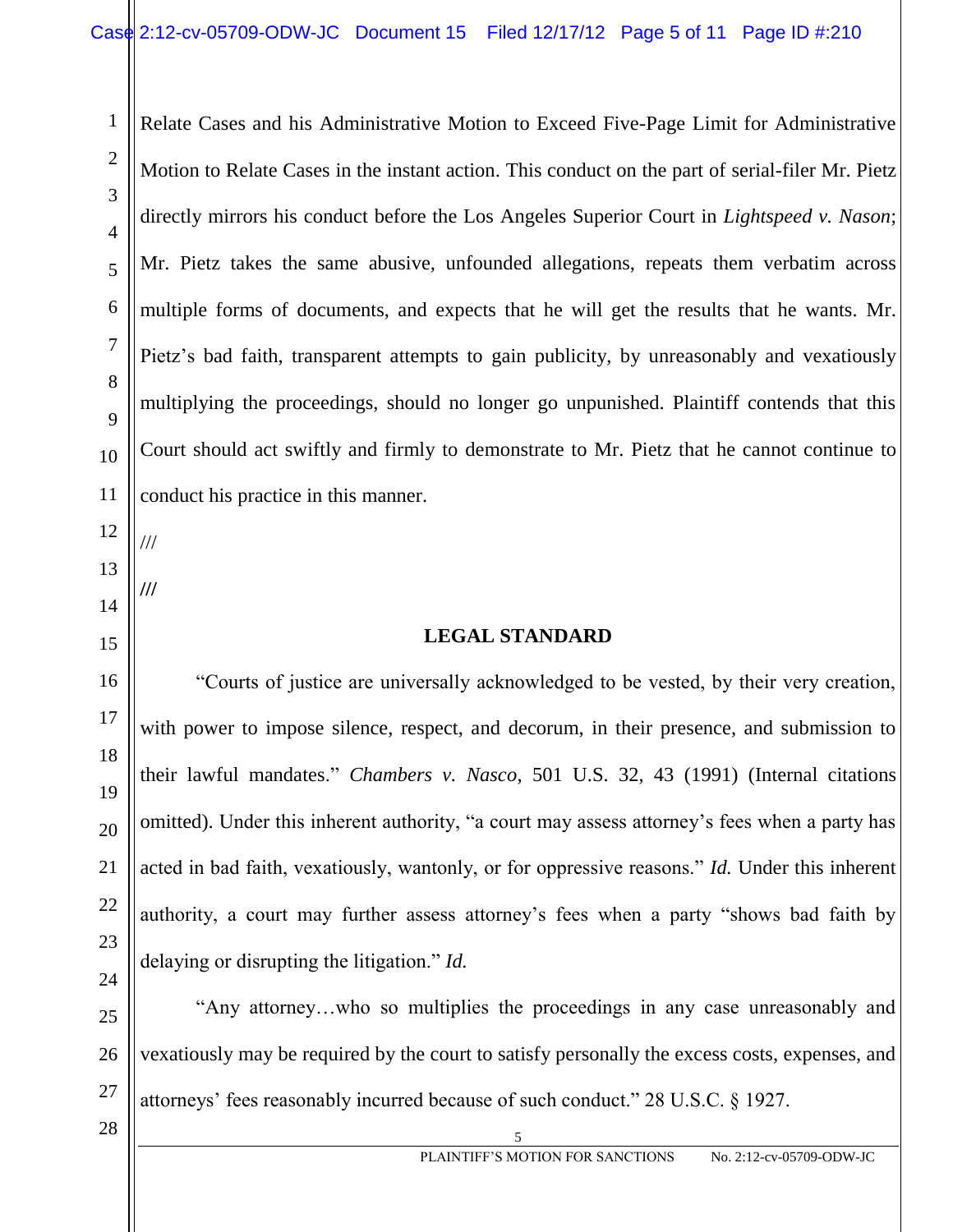Relate Cases and his Administrative Motion to Exceed Five-Page Limit for Administrative Motion to Relate Cases in the instant action. This conduct on the part of serial-filer Mr. Pietz directly mirrors his conduct before the Los Angeles Superior Court in *Lightspeed v. Nason*; Mr. Pietz takes the same abusive, unfounded allegations, repeats them verbatim across multiple forms of documents, and expects that he will get the results that he wants. Mr. Pietz's bad faith, transparent attempts to gain publicity, by unreasonably and vexatiously multiplying the proceedings, should no longer go unpunished. Plaintiff contends that this Court should act swiftly and firmly to demonstrate to Mr. Pietz that he cannot continue to conduct his practice in this manner.

///

///

## LEGAL STANDARD

"Courts of justice are universally acknowledged to be vested, by their very creation, with power to impose silence, respect, and decorum, in their presence, and submission to their lawful mandates." *Chambers v. Nasco,* 501 U.S. 32, 43 (1991) (Internal citations omitted). Under this inherent authority, "a court may assess attorney's fees when a party has acted in bad faith, vexatiously, wantonly, or for oppressive reasons." *Id.* Under this inherent authority, a court may further assess attorney's fees when a party "shows bad faith by delaying or disrupting the litigation." *Id.*

"Any attorney…who so multiplies the proceedings in any case unreasonably and vexatiously may be required by the court to satisfy personally the excess costs, expenses, and attorneys' fees reasonably incurred because of such conduct." 28 U.S.C. § 1927.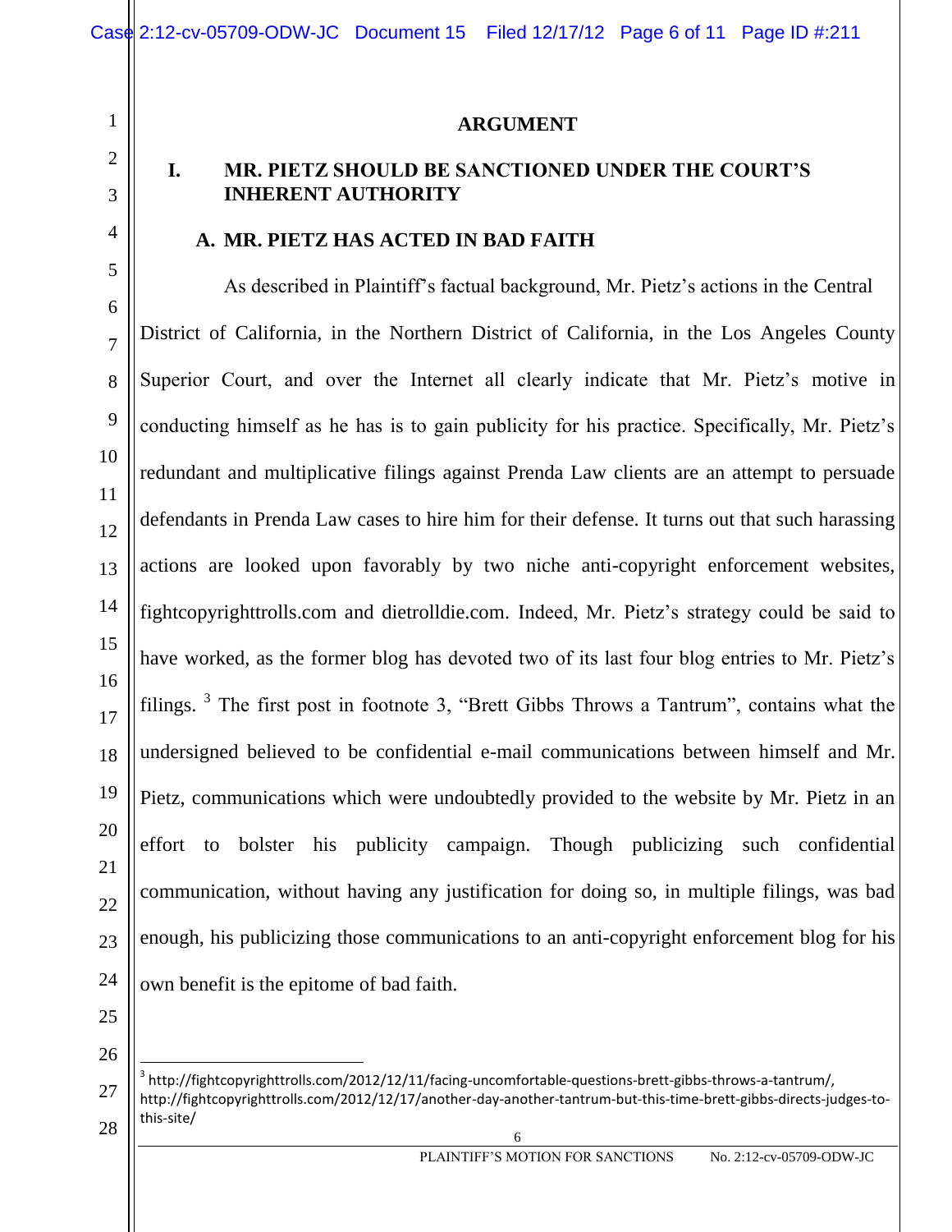## ARGUMENT

### I. MR. PIETZ SHOULD BE SANCTIONED UNDER THE COURT'S INHERENT AUTHORITY

#### A. MR. PIETZ HAS ACTED IN BAD FAITH

As described in Plaintiff's factual background, Mr. Pietz's actions in the Central District of California, in the Northern District of California, in the Los Angeles County Superior Court, and over the Internet all clearly indicate that Mr. Pietz's motive in conducting himself as he has is to gain publicity for his practice. Specifically, Mr. Pietz's redundant and multiplicative filings against Prenda Law clients are an attempt to persuade defendants in Prenda Law cases to hire him for their defense. It turns out that such harassing actions are looked upon favorably by two niche anti-copyright enforcement websites, fightcopyrighttrolls.com and dietrolldie.com. Indeed, Mr. Pietz's strategy could be said to have worked, as the former blog has devoted two of its last four blog entries to Mr. Pietz's filings. [3] The first post in footnote 3, "Brett Gibbs Throws a Tantrum", contains what the undersigned believed to be confidential e-mail communications between himself and Mr. Pietz, communications which were undoubtedly provided to the website by Mr. Pietz in an effort to bolster his publicity campaign. Though publicizing such confidential communication, without having any justification for doing so, in multiple filings, was bad enough, his publicizing those communications to an anti-copyright enforcement blog for his own benefit is the epitome of bad faith.

---

[3] http://fightcopyrighttrolls.com/2012/12/11/facing-uncomfortable-questions-brett-gibbs-throws-a-tantrum/, http://fightcopyrighttrolls.com/2012/12/17/another-day-another-tantrum-but-this-time-brett-gibbs-directs-judges-to-this-site/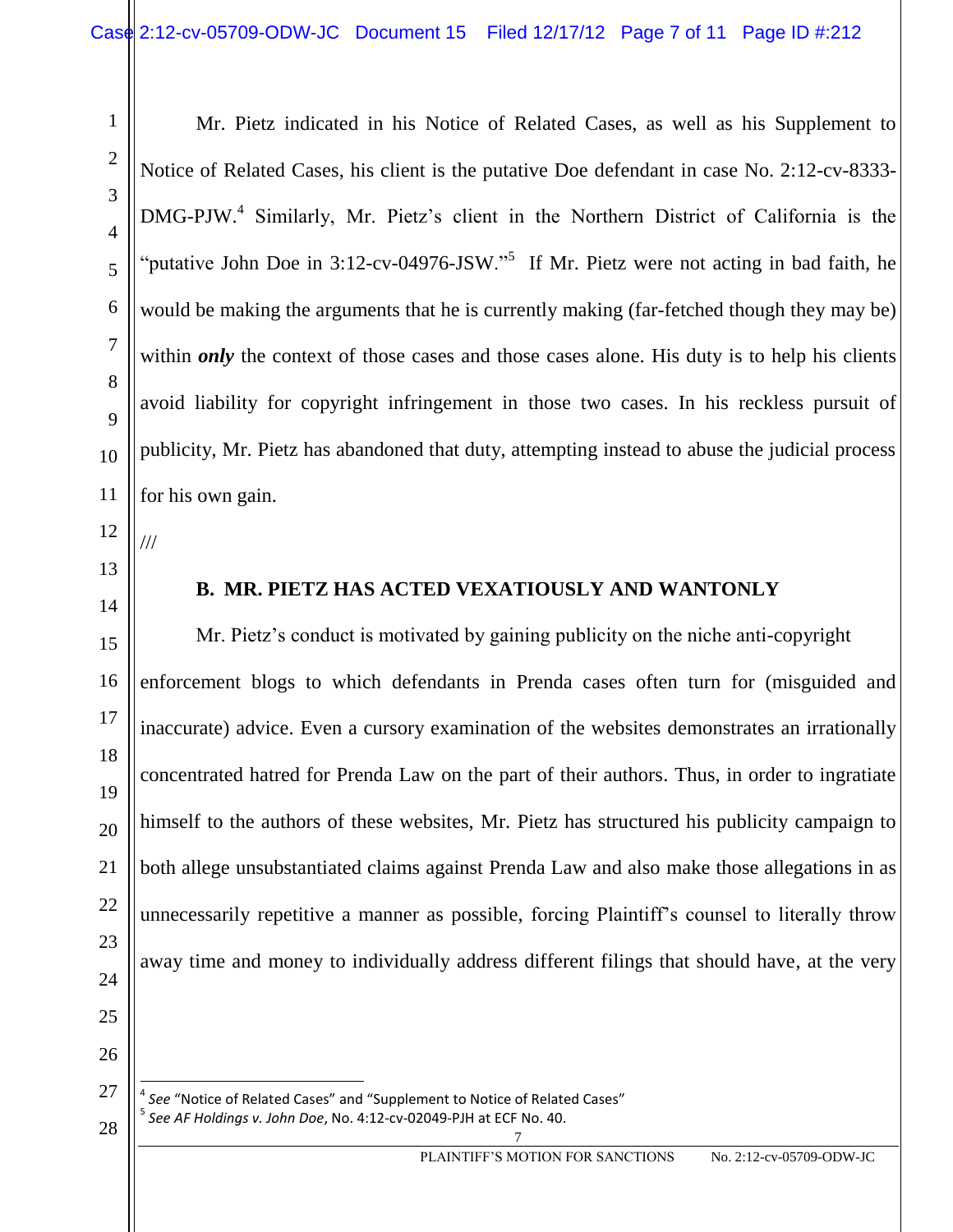Mr. Pietz indicated in his Notice of Related Cases, as well as his Supplement to Notice of Related Cases, his client is the putative Doe defendant in case No. 2:12-cv-8333-DMG-PJW.[4] Similarly, Mr. Pietz's client in the Northern District of California is the "putative John Doe in 3:12-cv-04976-JSW."[5] If Mr. Pietz were not acting in bad faith, he would be making the arguments that he is currently making (far-fetched though they may be) within ***only*** the context of those cases and those cases alone. His duty is to help his clients avoid liability for copyright infringement in those two cases. In his reckless pursuit of publicity, Mr. Pietz has abandoned that duty, attempting instead to abuse the judicial process for his own gain.

///

### B. MR. PIETZ HAS ACTED VEXATIOUSLY AND WANTONLY

Mr. Pietz's conduct is motivated by gaining publicity on the niche anti-copyright enforcement blogs to which defendants in Prenda cases often turn for (misguided and inaccurate) advice. Even a cursory examination of the websites demonstrates an irrationally concentrated hatred for Prenda Law on the part of their authors. Thus, in order to ingratiate himself to the authors of these websites, Mr. Pietz has structured his publicity campaign to both allege unsubstantiated claims against Prenda Law and also make those allegations in as unnecessarily repetitive a manner as possible, forcing Plaintiff's counsel to literally throw away time and money to individually address different filings that should have, at the very

---

[4] *See* "Notice of Related Cases" and "Supplement to Notice of Related Cases"

[5] *See AF Holdings v. John Doe*, No. 4:12-cv-02049-PJH at ECF No. 40.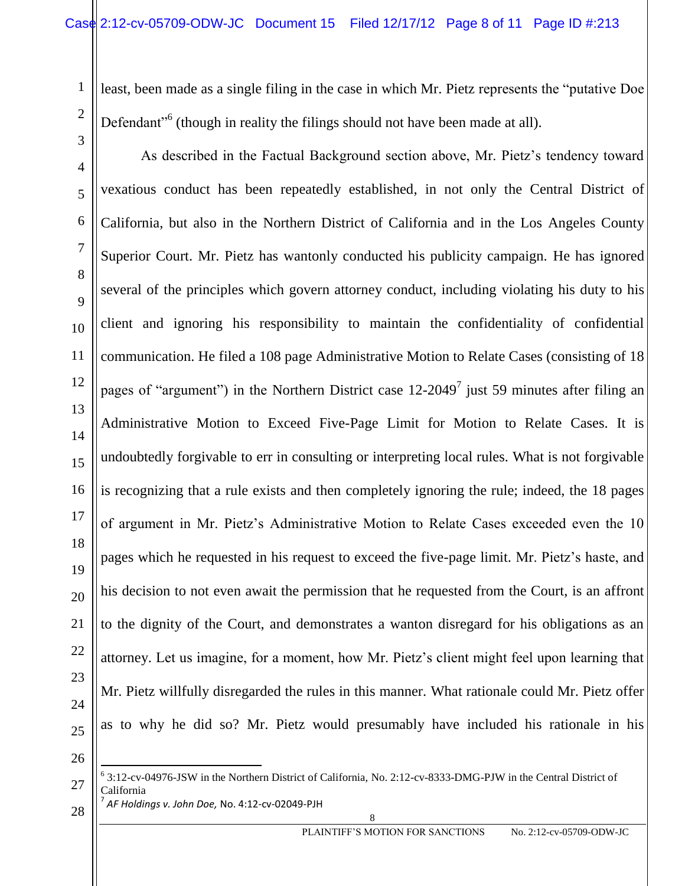least, been made as a single filing in the case in which Mr. Pietz represents the "putative Doe Defendant"[6] (though in reality the filings should not have been made at all).

As described in the Factual Background section above, Mr. Pietz's tendency toward vexatious conduct has been repeatedly established, in not only the Central District of California, but also in the Northern District of California and in the Los Angeles County Superior Court. Mr. Pietz has wantonly conducted his publicity campaign. He has ignored several of the principles which govern attorney conduct, including violating his duty to his client and ignoring his responsibility to maintain the confidentiality of confidential communication. He filed a 108 page Administrative Motion to Relate Cases (consisting of 18 pages of "argument") in the Northern District case 12-2049[7] just 59 minutes after filing an Administrative Motion to Exceed Five-Page Limit for Motion to Relate Cases. It is undoubtedly forgivable to err in consulting or interpreting local rules. What is not forgivable is recognizing that a rule exists and then completely ignoring the rule; indeed, the 18 pages of argument in Mr. Pietz's Administrative Motion to Relate Cases exceeded even the 10 pages which he requested in his request to exceed the five-page limit. Mr. Pietz's haste, and his decision to not even await the permission that he requested from the Court, is an affront to the dignity of the Court, and demonstrates a wanton disregard for his obligations as an attorney. Let us imagine, for a moment, how Mr. Pietz's client might feel upon learning that Mr. Pietz willfully disregarded the rules in this manner. What rationale could Mr. Pietz offer as to why he did so? Mr. Pietz would presumably have included his rationale in his

[6] 3:12-cv-04976-JSW in the Northern District of California, No. 2:12-cv-8333-DMG-PJW in the Central District of California

[7] *AF Holdings v. John Doe,* No. 4:12-cv-02049-PJH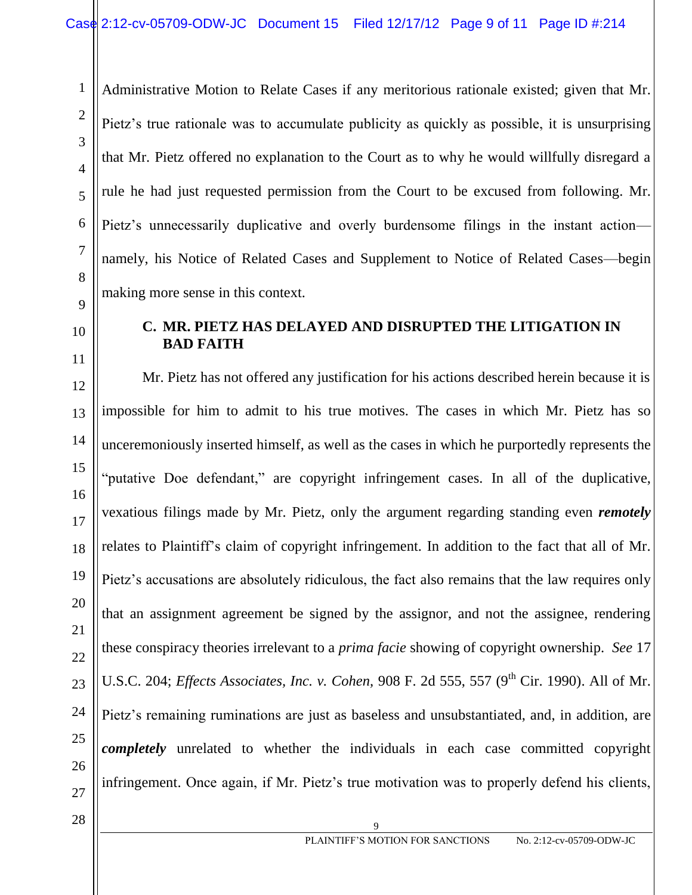Administrative Motion to Relate Cases if any meritorious rationale existed; given that Mr. Pietz's true rationale was to accumulate publicity as quickly as possible, it is unsurprising that Mr. Pietz offered no explanation to the Court as to why he would willfully disregard a rule he had just requested permission from the Court to be excused from following. Mr. Pietz's unnecessarily duplicative and overly burdensome filings in the instant action—namely, his Notice of Related Cases and Supplement to Notice of Related Cases—begin making more sense in this context.

### C. MR. PIETZ HAS DELAYED AND DISRUPTED THE LITIGATION IN BAD FAITH

Mr. Pietz has not offered any justification for his actions described herein because it is impossible for him to admit to his true motives. The cases in which Mr. Pietz has so unceremoniously inserted himself, as well as the cases in which he purportedly represents the "putative Doe defendant," are copyright infringement cases. In all of the duplicative, vexatious filings made by Mr. Pietz, only the argument regarding standing even ***remotely*** relates to Plaintiff's claim of copyright infringement. In addition to the fact that all of Mr. Pietz's accusations are absolutely ridiculous, the fact also remains that the law requires only that an assignment agreement be signed by the assignor, and not the assignee, rendering these conspiracy theories irrelevant to a *prima facie* showing of copyright ownership. *See* 17 U.S.C. 204; *Effects Associates, Inc. v. Cohen*, 908 F. 2d 555, 557 (9th Cir. 1990). All of Mr. Pietz's remaining ruminations are just as baseless and unsubstantiated, and, in addition, are ***completely*** unrelated to whether the individuals in each case committed copyright infringement. Once again, if Mr. Pietz's true motivation was to properly defend his clients,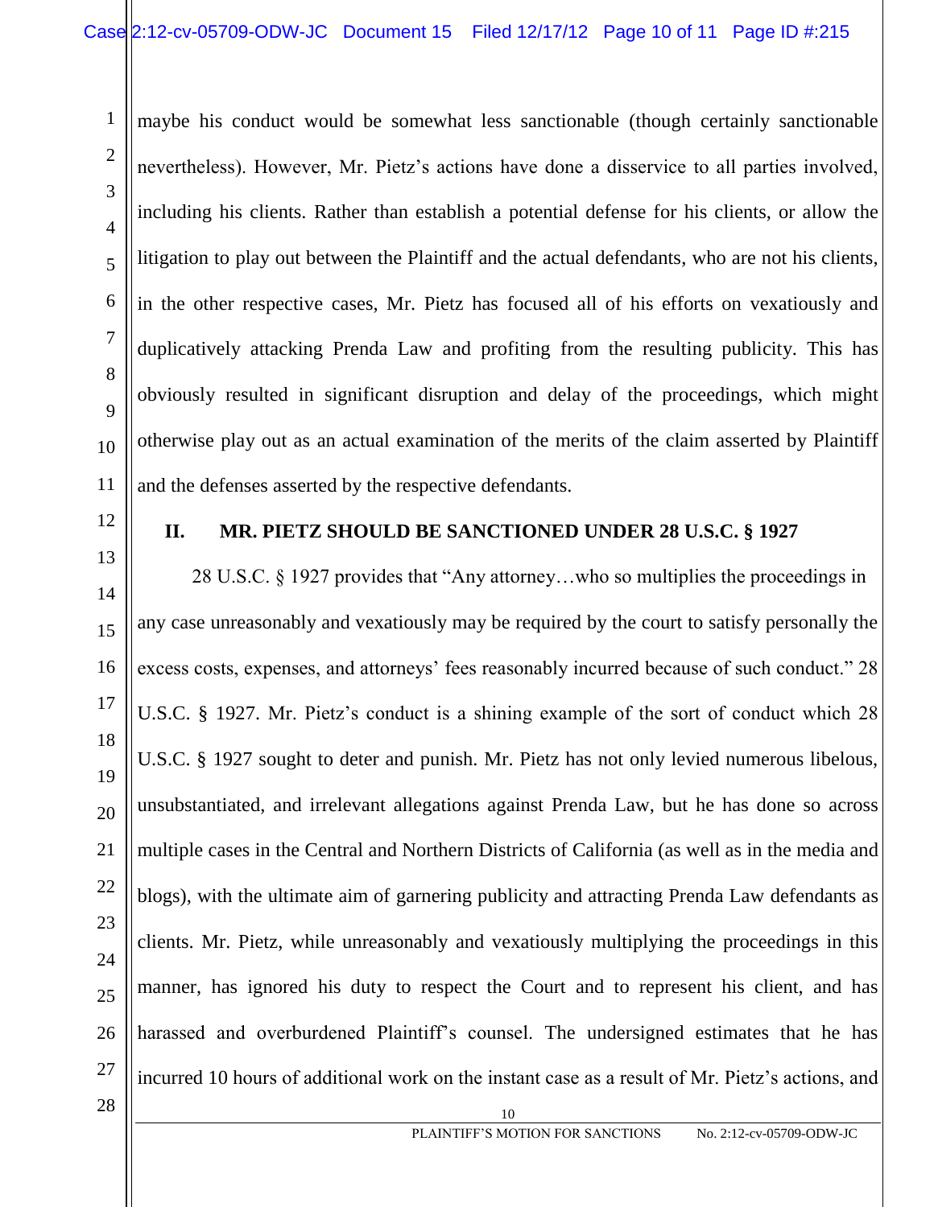maybe his conduct would be somewhat less sanctionable (though certainly sanctionable nevertheless). However, Mr. Pietz's actions have done a disservice to all parties involved, including his clients. Rather than establish a potential defense for his clients, or allow the litigation to play out between the Plaintiff and the actual defendants, who are not his clients, in the other respective cases, Mr. Pietz has focused all of his efforts on vexatiously and duplicatively attacking Prenda Law and profiting from the resulting publicity. This has obviously resulted in significant disruption and delay of the proceedings, which might otherwise play out as an actual examination of the merits of the claim asserted by Plaintiff and the defenses asserted by the respective defendants.

## II. MR. PIETZ SHOULD BE SANCTIONED UNDER 28 U.S.C. § 1927

28 U.S.C. § 1927 provides that "Any attorney…who so multiplies the proceedings in any case unreasonably and vexatiously may be required by the court to satisfy personally the excess costs, expenses, and attorneys' fees reasonably incurred because of such conduct." 28 U.S.C. § 1927. Mr. Pietz's conduct is a shining example of the sort of conduct which 28 U.S.C. § 1927 sought to deter and punish. Mr. Pietz has not only levied numerous libelous, unsubstantiated, and irrelevant allegations against Prenda Law, but he has done so across multiple cases in the Central and Northern Districts of California (as well as in the media and blogs), with the ultimate aim of garnering publicity and attracting Prenda Law defendants as clients. Mr. Pietz, while unreasonably and vexatiously multiplying the proceedings in this manner, has ignored his duty to respect the Court and to represent his client, and has harassed and overburdened Plaintiff's counsel. The undersigned estimates that he has incurred 10 hours of additional work on the instant case as a result of Mr. Pietz's actions, and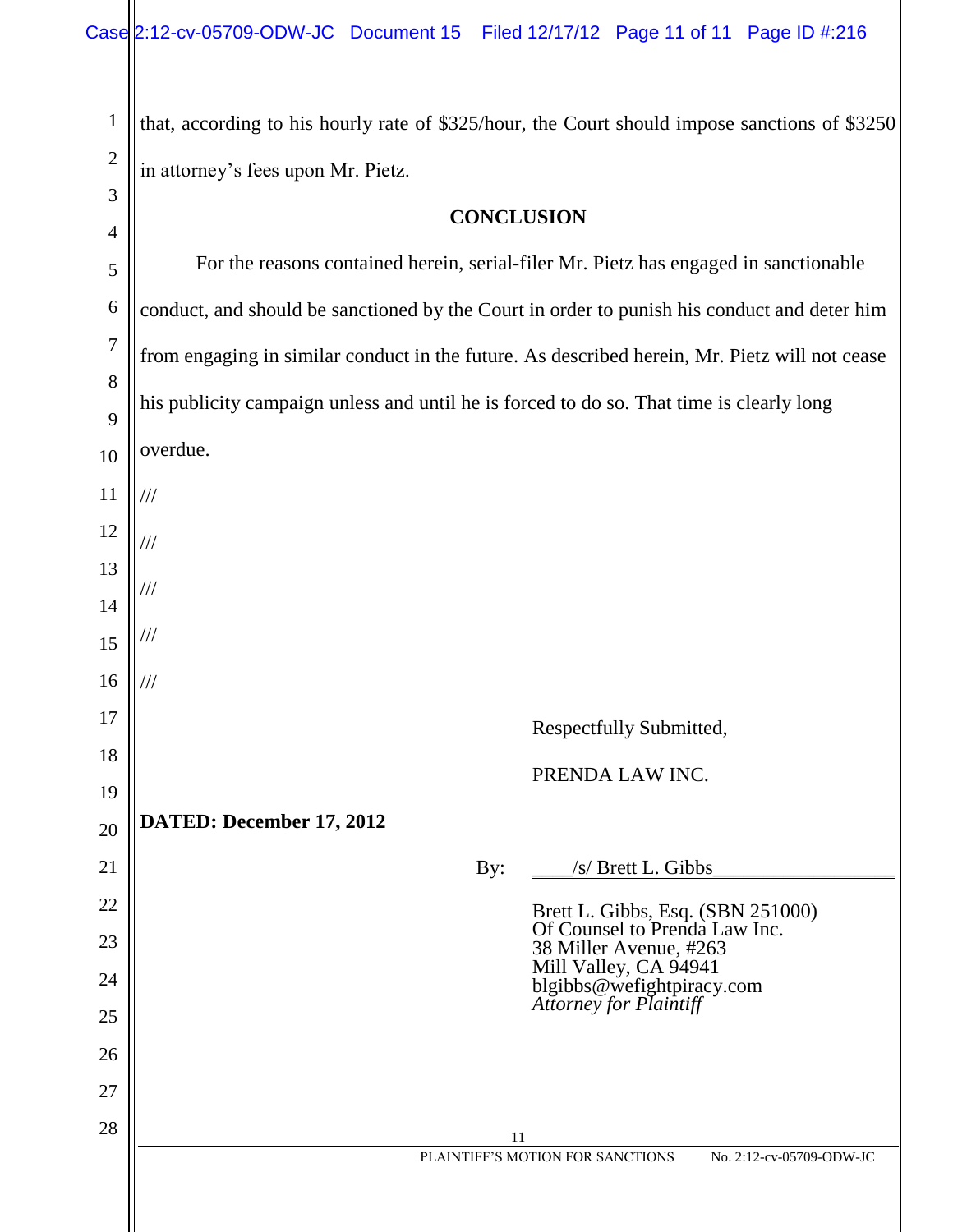that, according to his hourly rate of $325/hour, the Court should impose sanctions of $3250 in attorney's fees upon Mr. Pietz.

## CONCLUSION

For the reasons contained herein, serial-filer Mr. Pietz has engaged in sanctionable conduct, and should be sanctioned by the Court in order to punish his conduct and deter him from engaging in similar conduct in the future. As described herein, Mr. Pietz will not cease his publicity campaign unless and until he is forced to do so. That time is clearly long overdue.

///

///

///

///

///

Respectfully Submitted,

PRENDA LAW INC.

**DATED: December 17, 2012**

By: /s/ Brett L. Gibbs

Brett L. Gibbs, Esq. (SBN 251000)
Of Counsel to Prenda Law Inc.
38 Miller Avenue, #263
Mill Valley, CA 94941
blgibbs@wefightpiracy.com
*Attorney for Plaintiff*